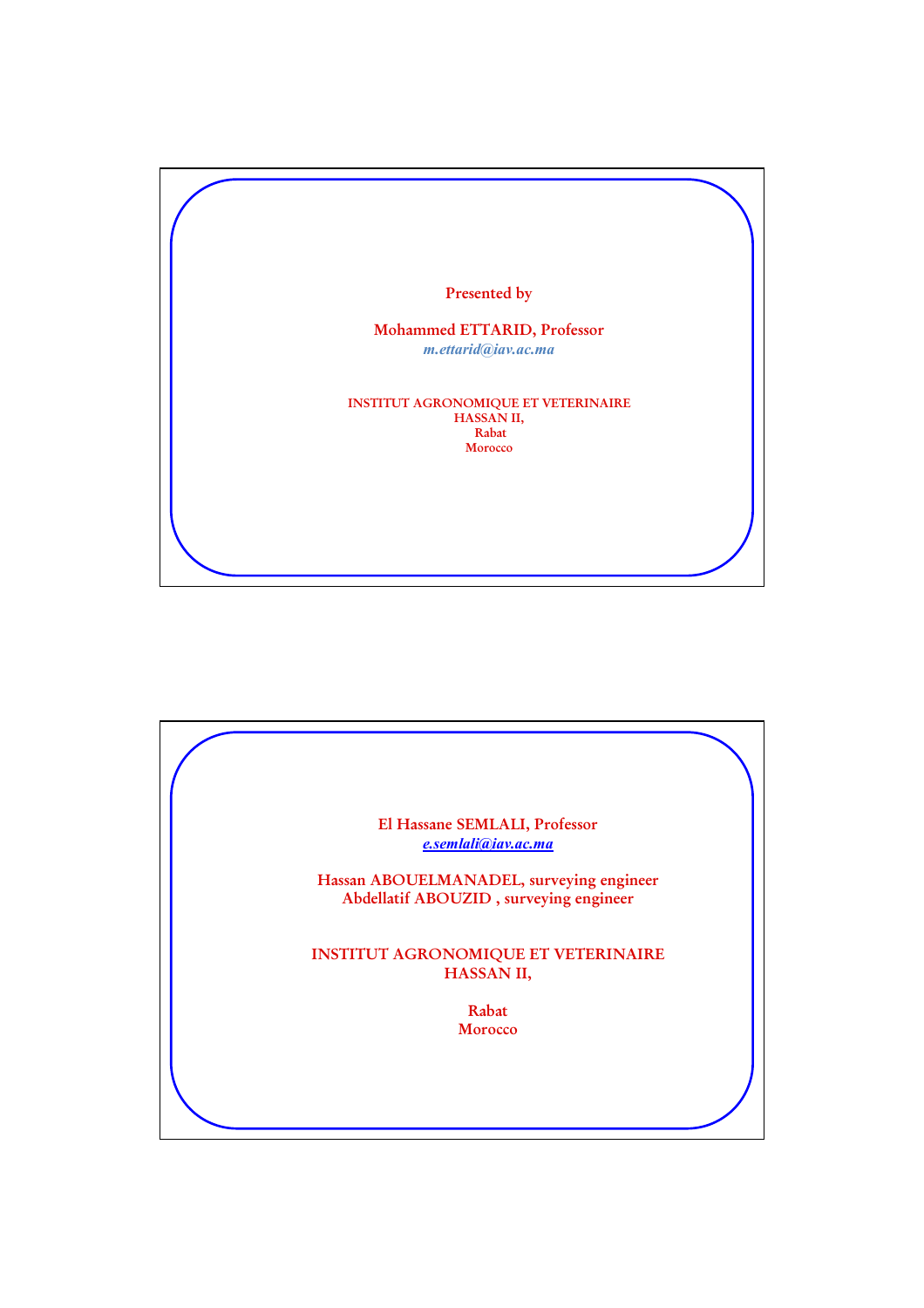Presented by

Mohammed ETTARID, Professor
*m.ettarid@iav.ac.ma*

INSTITUT AGRONOMIQUE ET VETERINAIRE
HASSAN II,
Rabat
Morocco

El Hassane SEMLALI, Professor
*e.semlali@iav.ac.ma*

Hassan ABOUELMANADEL, surveying engineer
Abdellatif ABOUZID , surveying engineer

INSTITUT AGRONOMIQUE ET VETERINAIRE
HASSAN II,

Rabat
Morocco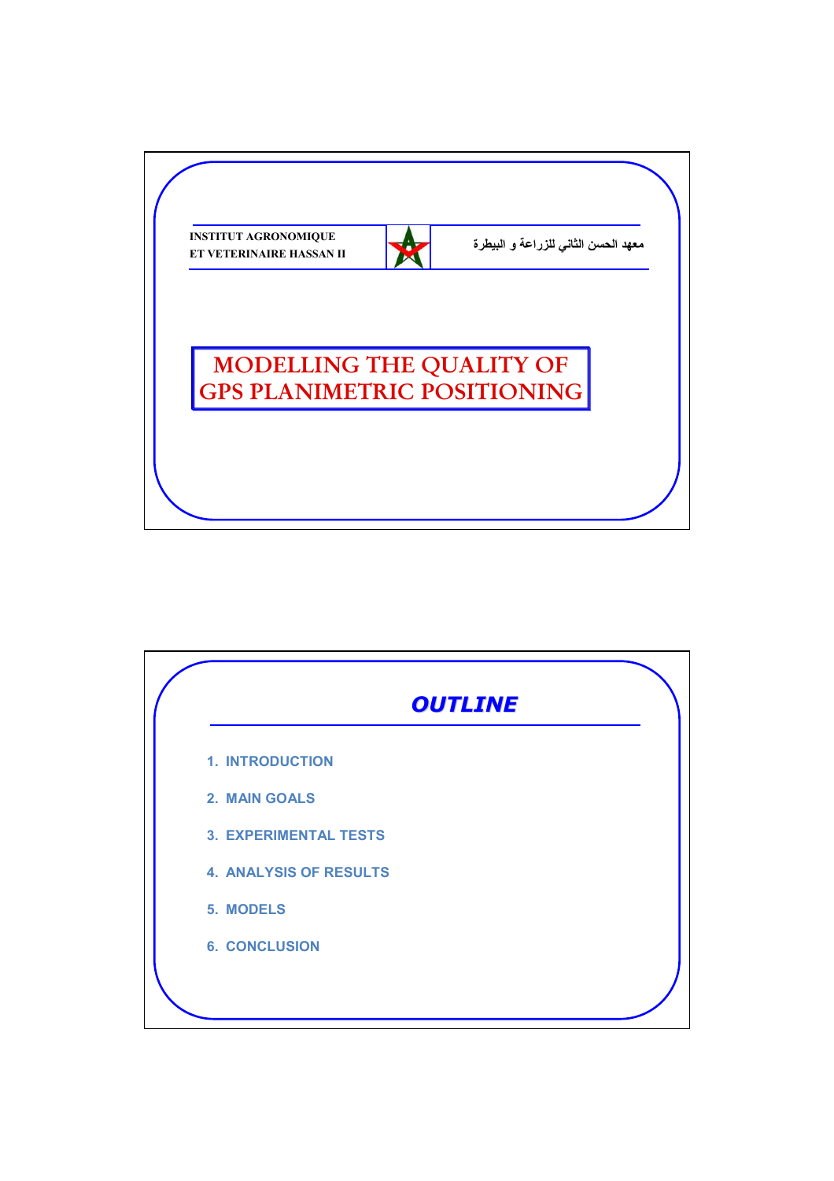INSTITUT AGRONOMIQUE
ET VETERINAIRE HASSAN II

معهد الحسن الثاني للزراعة و البيطرة

# MODELLING THE QUALITY OF GPS PLANIMETRIC POSITIONING

## *OUTLINE*

1. INTRODUCTION
2. MAIN GOALS
3. EXPERIMENTAL TESTS
4. ANALYSIS OF RESULTS
5. MODELS
6. CONCLUSION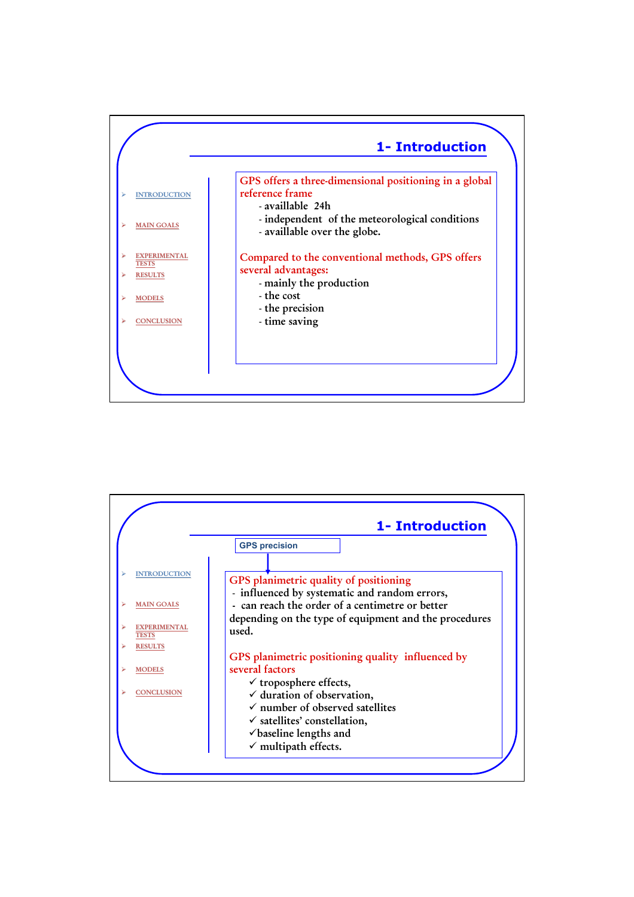## 1- Introduction

- INTRODUCTION
- MAIN GOALS
- EXPERIMENTAL TESTS
- RESULTS
- MODELS
- CONCLUSION

GPS offers a three-dimensional positioning in a global reference frame

- availlable 24h
- independent of the meteorological conditions
- availlable over the globe.

Compared to the conventional methods, GPS offers several advantages:

- mainly the production
- the cost
- the precision
- time saving

## 1- Introduction

- INTRODUCTION
- MAIN GOALS
- EXPERIMENTAL TESTS
- RESULTS
- MODELS
- CONCLUSION

GPS precision

GPS planimetric quality of positioning

- influenced by systematic and random errors,
- can reach the order of a centimetre or better

depending on the type of equipment and the procedures used.

GPS planimetric positioning quality influenced by several factors

- ✓ troposphere effects,
- ✓ duration of observation,
- ✓ number of observed satellites
- ✓ satellites' constellation,
- ✓ baseline lengths and
- ✓ multipath effects.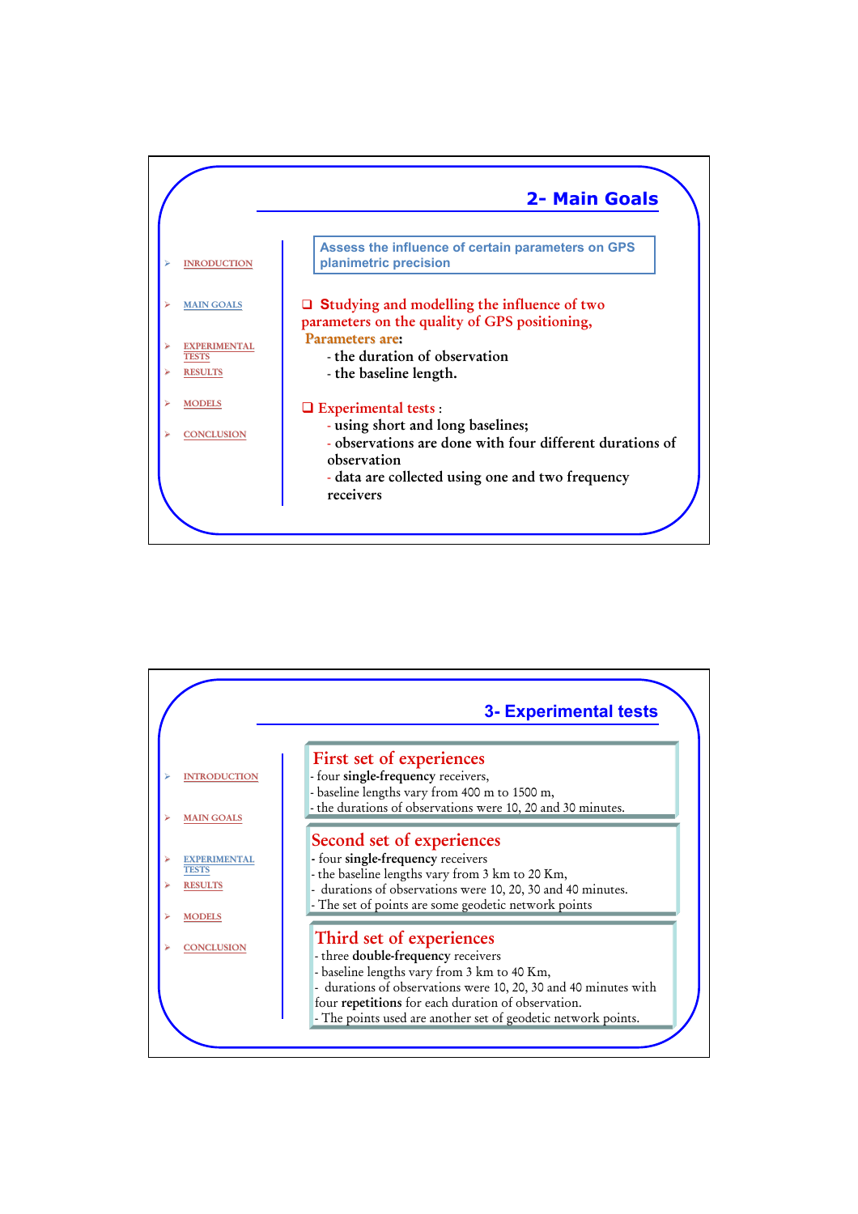## 2- Main Goals

- INRODUCTION
- MAIN GOALS
- EXPERIMENTAL TESTS
- RESULTS
- MODELS
- CONCLUSION

Assess the influence of certain parameters on GPS planimetric precision

- **Studying and modelling the influence of two parameters on the quality of GPS positioning,**

  **Parameters are:**
  - the duration of observation
  - the baseline length.

- Experimental tests :
  - using short and long baselines;
  - observations are done with four different durations of observation
  - data are collected using one and two frequency receivers

## 3- Experimental tests

- INTRODUCTION
- MAIN GOALS
- EXPERIMENTAL TESTS
- RESULTS
- MODELS
- CONCLUSION

### First set of experiences

- four **single-frequency** receivers,
- baseline lengths vary from 400 m to 1500 m,
- the durations of observations were 10, 20 and 30 minutes.

### Second set of experiences

- four **single-frequency** receivers
- the baseline lengths vary from 3 km to 20 Km,
- durations of observations were 10, 20, 30 and 40 minutes.
- The set of points are some geodetic network points

### Third set of experiences

- three **double-frequency** receivers
- baseline lengths vary from 3 km to 40 Km,
- durations of observations were 10, 20, 30 and 40 minutes with four **repetitions** for each duration of observation.
- The points used are another set of geodetic network points.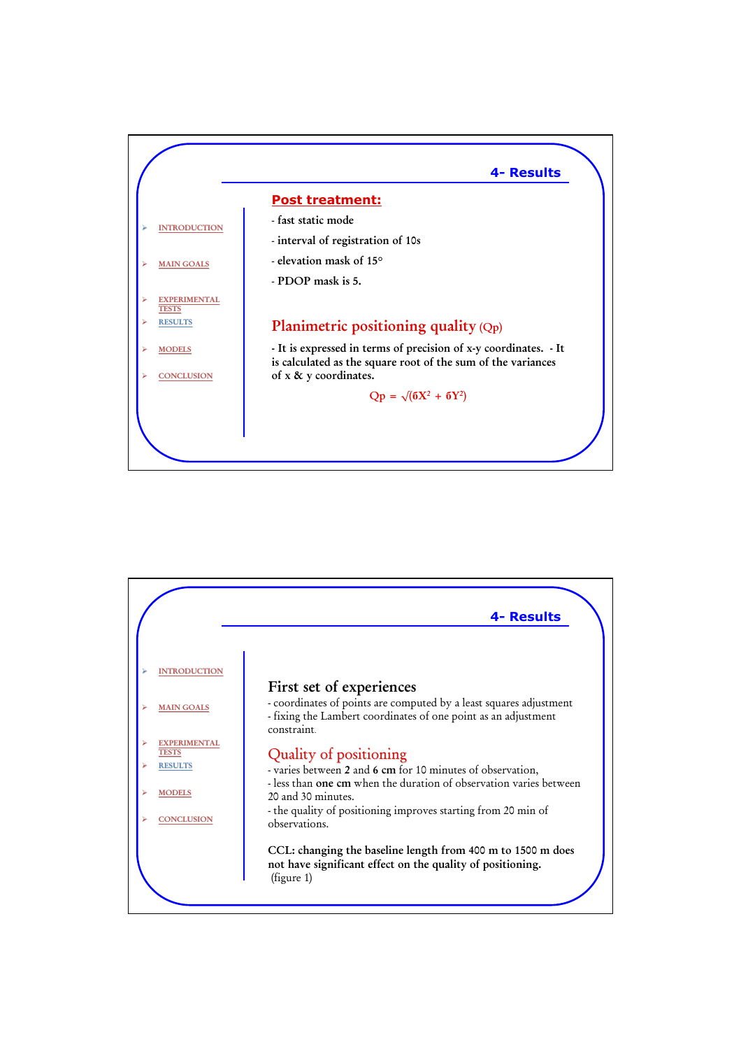## 4- Results

- INTRODUCTION
- MAIN GOALS
- EXPERIMENTAL TESTS
- RESULTS
- MODELS
- CONCLUSION

### Post treatment:

- fast static mode
- interval of registration of 10s
- elevation mask of 15°
- PDOP mask is 5.

### Planimetric positioning quality (Qp)

**- It is expressed in terms of precision of x-y coordinates. - It is calculated as the square root of the sum of the variances of x & y coordinates.**

$$Qp = \sqrt{(\sigma X^2 + \sigma Y^2)}$$

## 4- Results

- INTRODUCTION
- MAIN GOALS
- EXPERIMENTAL TESTS
- RESULTS
- MODELS
- CONCLUSION

### First set of experiences

- coordinates of points are computed by a least squares adjustment
- fixing the Lambert coordinates of one point as an adjustment constraint.

### Quality of positioning

- varies between **2** and **6 cm** for 10 minutes of observation,
- less than **one cm** when the duration of observation varies between 20 and 30 minutes.
- the quality of positioning improves starting from 20 min of observations.

**CCL: changing the baseline length from 400 m to 1500 m does not have significant effect on the quality of positioning.** (figure 1)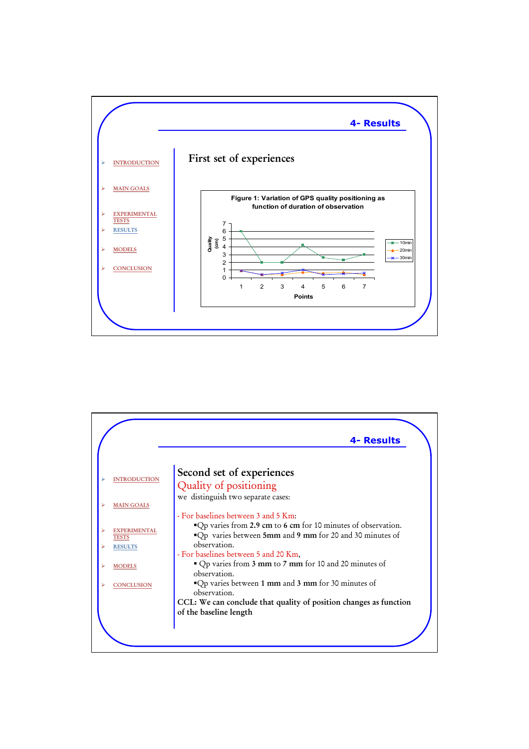## 4- Results

- INTRODUCTION
- MAIN GOALS
- EXPERIMENTAL TESTS
- RESULTS
- MODELS
- CONCLUSION

### First set of experiences

Figure 1: Variation of GPS quality positioning as function of duration of observation

---

## 4- Results

- INTRODUCTION
- MAIN GOALS
- EXPERIMENTAL TESTS
- RESULTS
- MODELS
- CONCLUSION

### Second set of experiences

**Quality of positioning**

we distinguish two separate cases:

- For baselines between 3 and 5 Km:
  - Qp varies from **2.9 cm** to **6 cm** for 10 minutes of observation.
  - Qp varies between **5mm** and **9 mm** for 20 and 30 minutes of observation.
- For baselines between 5 and 20 Km,
  - Qp varies from **3 mm** to **7 mm** for 10 and 20 minutes of observation.
  - Qp varies between **1 mm** and **3 mm** for 30 minutes of observation.

**CCL: We can conclude that quality of position changes as function of the baseline length**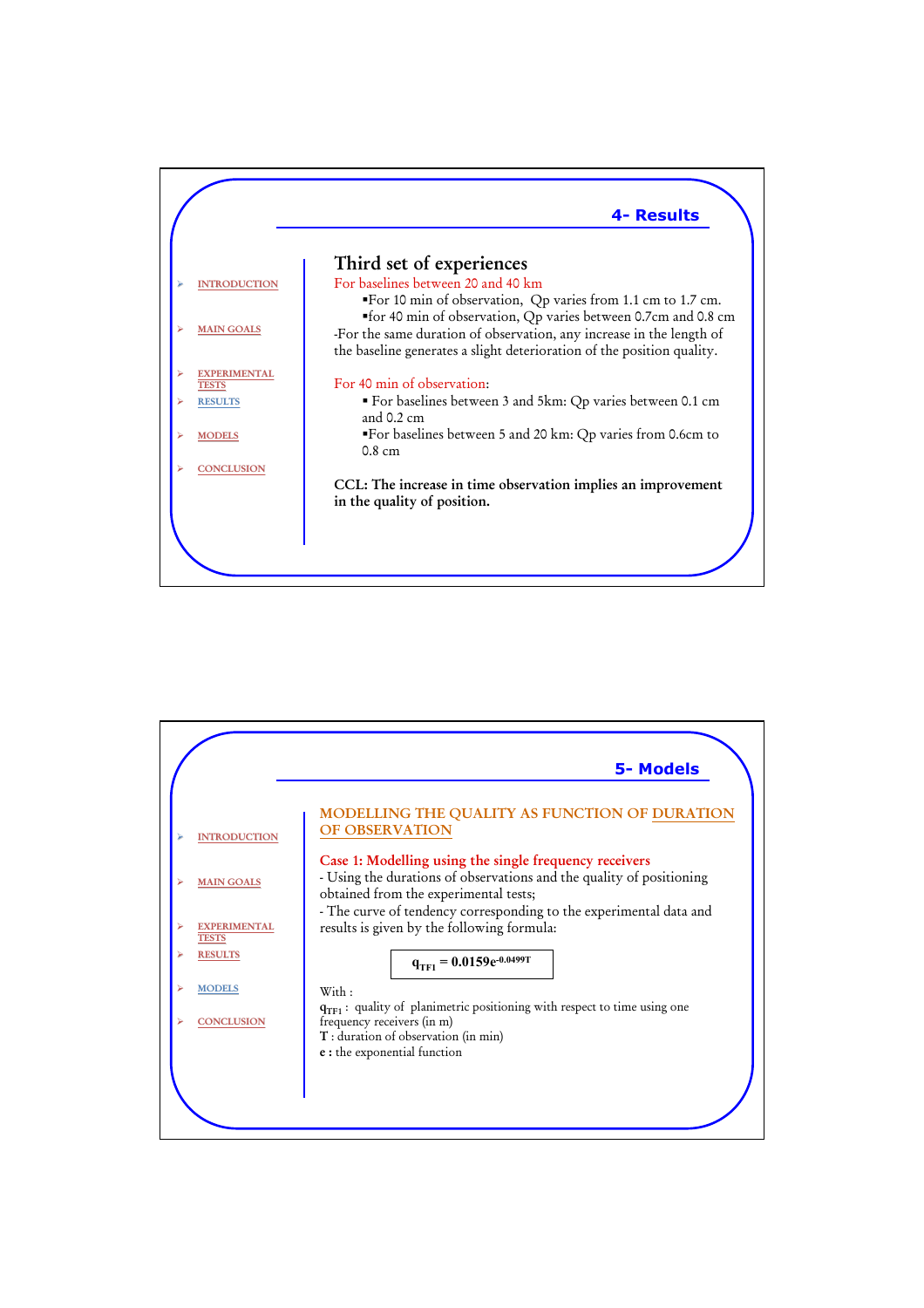## 4- Results

- INTRODUCTION
- MAIN GOALS
- EXPERIMENTAL TESTS
- RESULTS
- MODELS
- CONCLUSION

### Third set of experiences

For baselines between 20 and 40 km

- For 10 min of observation, Qp varies from 1.1 cm to 1.7 cm.
- for 40 min of observation, Qp varies between 0.7cm and 0.8 cm

-For the same duration of observation, any increase in the length of the baseline generates a slight deterioration of the position quality.

For 40 min of observation:

- For baselines between 3 and 5km: Qp varies between 0.1 cm and 0.2 cm
- For baselines between 5 and 20 km: Qp varies from 0.6cm to 0.8 cm

**CCL: The increase in time observation implies an improvement in the quality of position.**

## 5- Models

- INTRODUCTION
- MAIN GOALS
- EXPERIMENTAL TESTS
- RESULTS
- MODELS
- CONCLUSION

### MODELLING THE QUALITY AS FUNCTION OF DURATION OF OBSERVATION

**Case 1: Modelling using the single frequency receivers**

- Using the durations of observations and the quality of positioning obtained from the experimental tests;
- The curve of tendency corresponding to the experimental data and results is given by the following formula:

$$q_{TF1} = 0.0159e^{-0.0499T}$$

With :

$q_{TF1}$ : quality of planimetric positioning with respect to time using one frequency receivers (in m)

**T** : duration of observation (in min)

**e :** the exponential function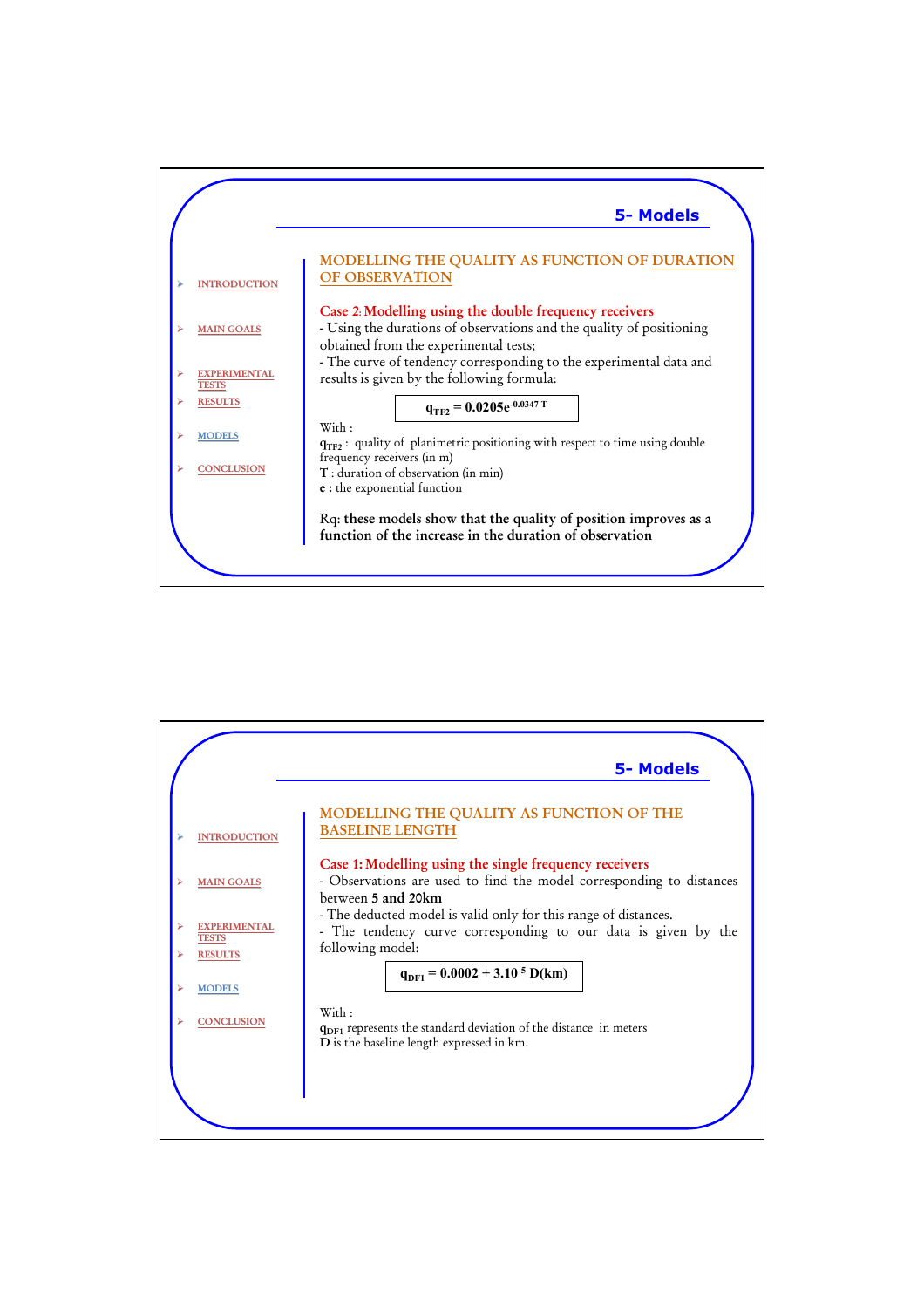## 5- Models

- INTRODUCTION
- MAIN GOALS
- EXPERIMENTAL TESTS
- RESULTS
- MODELS
- CONCLUSION

### MODELLING THE QUALITY AS FUNCTION OF DURATION OF OBSERVATION

**Case 2: Modelling using the double frequency receivers**

- Using the durations of observations and the quality of positioning obtained from the experimental tests;
- The curve of tendency corresponding to the experimental data and results is given by the following formula:

$$q_{TF2} = 0.0205e^{-0.0347\,T}$$

With :

$q_{TF2}$ : quality of planimetric positioning with respect to time using double frequency receivers (in m)

**T** : duration of observation (in min)

**e** : the exponential function

Rq: **these models show that the quality of position improves as a function of the increase in the duration of observation**

## 5- Models

- INTRODUCTION
- MAIN GOALS
- EXPERIMENTAL TESTS
- RESULTS
- MODELS
- CONCLUSION

### MODELLING THE QUALITY AS FUNCTION OF THE BASELINE LENGTH

**Case 1: Modelling using the single frequency receivers**

- Observations are used to find the model corresponding to distances between **5 and 20km**
- The deducted model is valid only for this range of distances.
- The tendency curve corresponding to our data is given by the following model:

$$q_{DF1} = 0.0002 + 3.10^{-5}\,D(km)$$

With :

$q_{DF1}$ represents the standard deviation of the distance in meters

**D** is the baseline length expressed in km.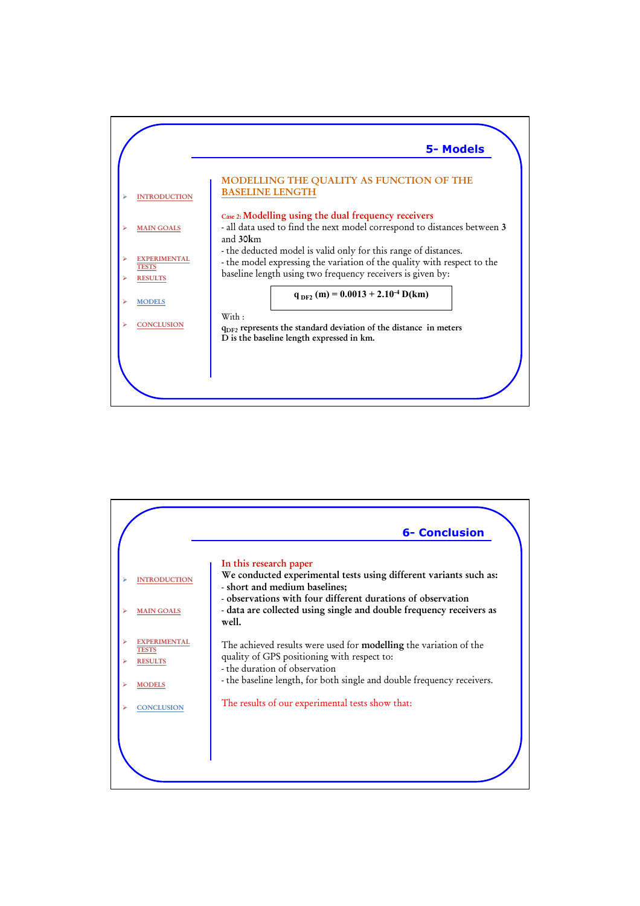## 5- Models

- INTRODUCTION
- MAIN GOALS
- EXPERIMENTAL TESTS
- RESULTS
- MODELS
- CONCLUSION

### MODELLING THE QUALITY AS FUNCTION OF THE BASELINE LENGTH

Case 2: **Modelling using the dual frequency receivers**

- all data used to find the next model correspond to distances between 3 and 30km
- the deducted model is valid only for this range of distances.
- the model expressing the variation of the quality with respect to the baseline length using two frequency receivers is given by:

$$q_{DF2}\ (m) = 0.0013 + 2.10^{-4}\ D(km)$$

With :

**$q_{DF2}$ represents the standard deviation of the distance in meters**
**D is the baseline length expressed in km.**

## 6- Conclusion

- INTRODUCTION
- MAIN GOALS
- EXPERIMENTAL TESTS
- RESULTS
- MODELS
- CONCLUSION

In this research paper

**We conducted experimental tests using different variants such as:**
**- short and medium baselines;**
**- observations with four different durations of observation**
**- data are collected using single and double frequency receivers as well.**

The achieved results were used for **modelling** the variation of the quality of GPS positioning with respect to:
- the duration of observation
- the baseline length, for both single and double frequency receivers.

The results of our experimental tests show that: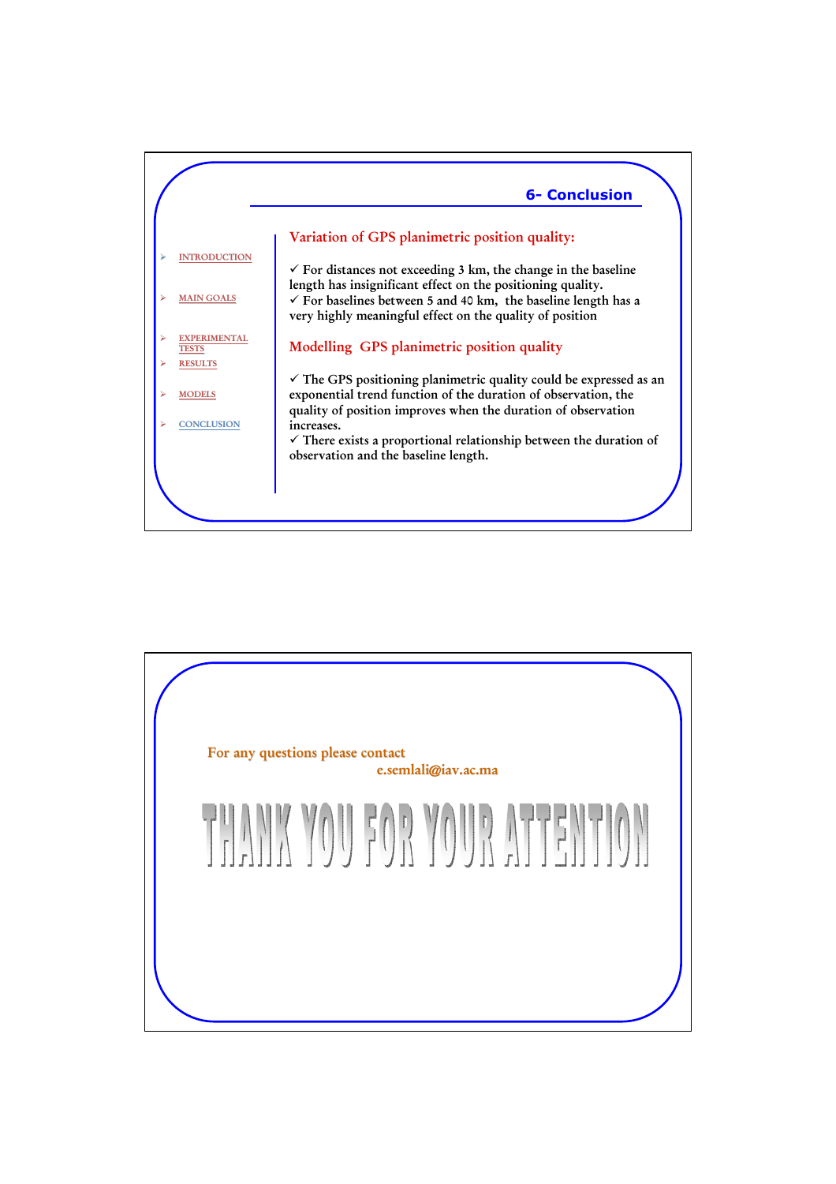## 6- Conclusion

- INTRODUCTION
- MAIN GOALS
- EXPERIMENTAL TESTS
- RESULTS
- MODELS
- CONCLUSION

### Variation of GPS planimetric position quality:

✓ For distances not exceeding 3 km, the change in the baseline length has insignificant effect on the positioning quality.
✓ For baselines between 5 and 40 km, the baseline length has a very highly meaningful effect on the quality of position

### Modelling GPS planimetric position quality

✓ The GPS positioning planimetric quality could be expressed as an exponential trend function of the duration of observation, the quality of position improves when the duration of observation increases.
✓ There exists a proportional relationship between the duration of observation and the baseline length.

For any questions please contact
e.semlali@iav.ac.ma

THANK YOU FOR YOUR ATTENTION